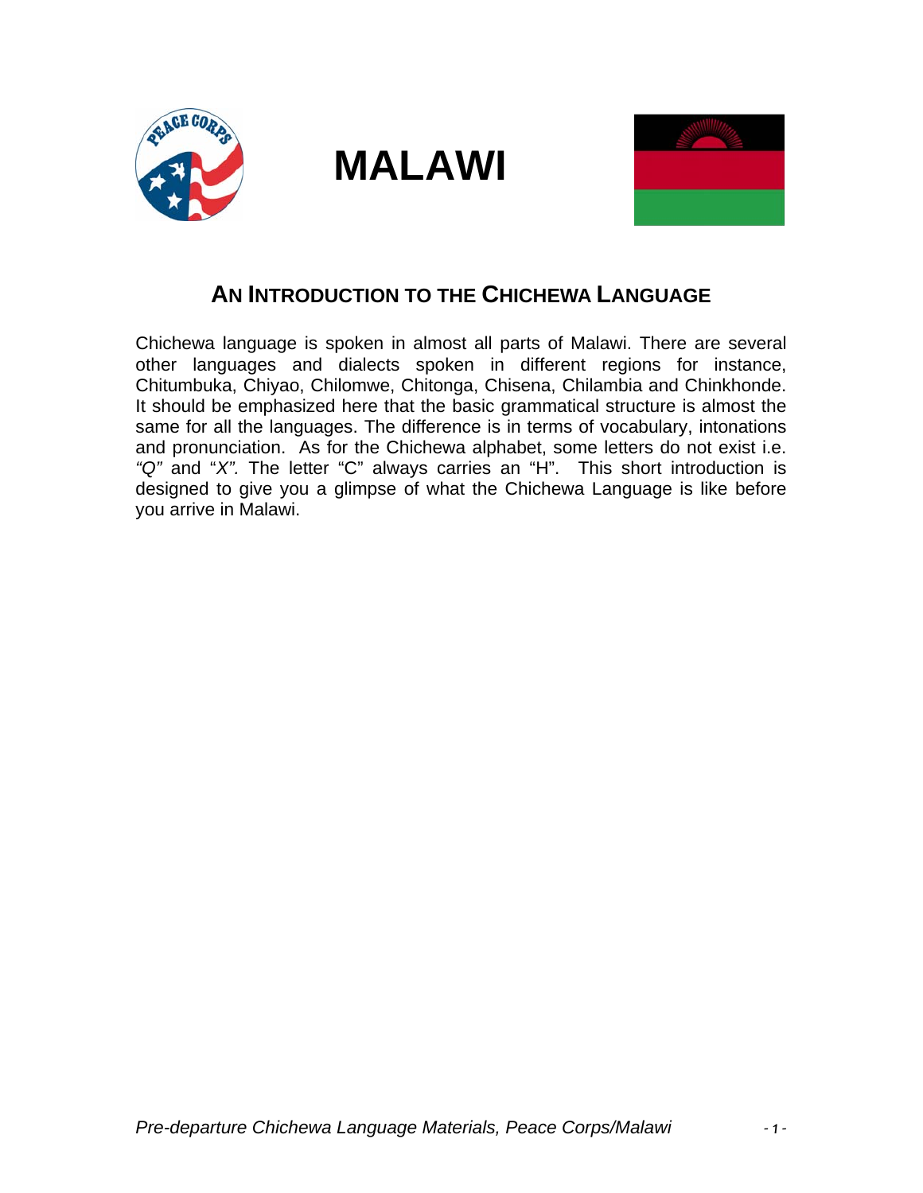# MALAWI

## AN INTRODUCTION TO THE CHICHEWA LANGUAGE

Chichewa language is spoken in almost all parts of Malawi. There are several other languages and dialects spoken in different regions for instance, Chitumbuka, Chiyao, Chilomwe, Chitonga, Chisena, Chilambia and Chinkhonde. It should be emphasized here that the basic grammatical structure is almost the same for all the languages. The difference is in terms of vocabulary, intonations and pronunciation. As for the Chichewa alphabet, some letters do not exist i.e. *"Q"* and "*X".* The letter "C" always carries an "H". This short introduction is designed to give you a glimpse of what the Chichewa Language is like before you arrive in Malawi.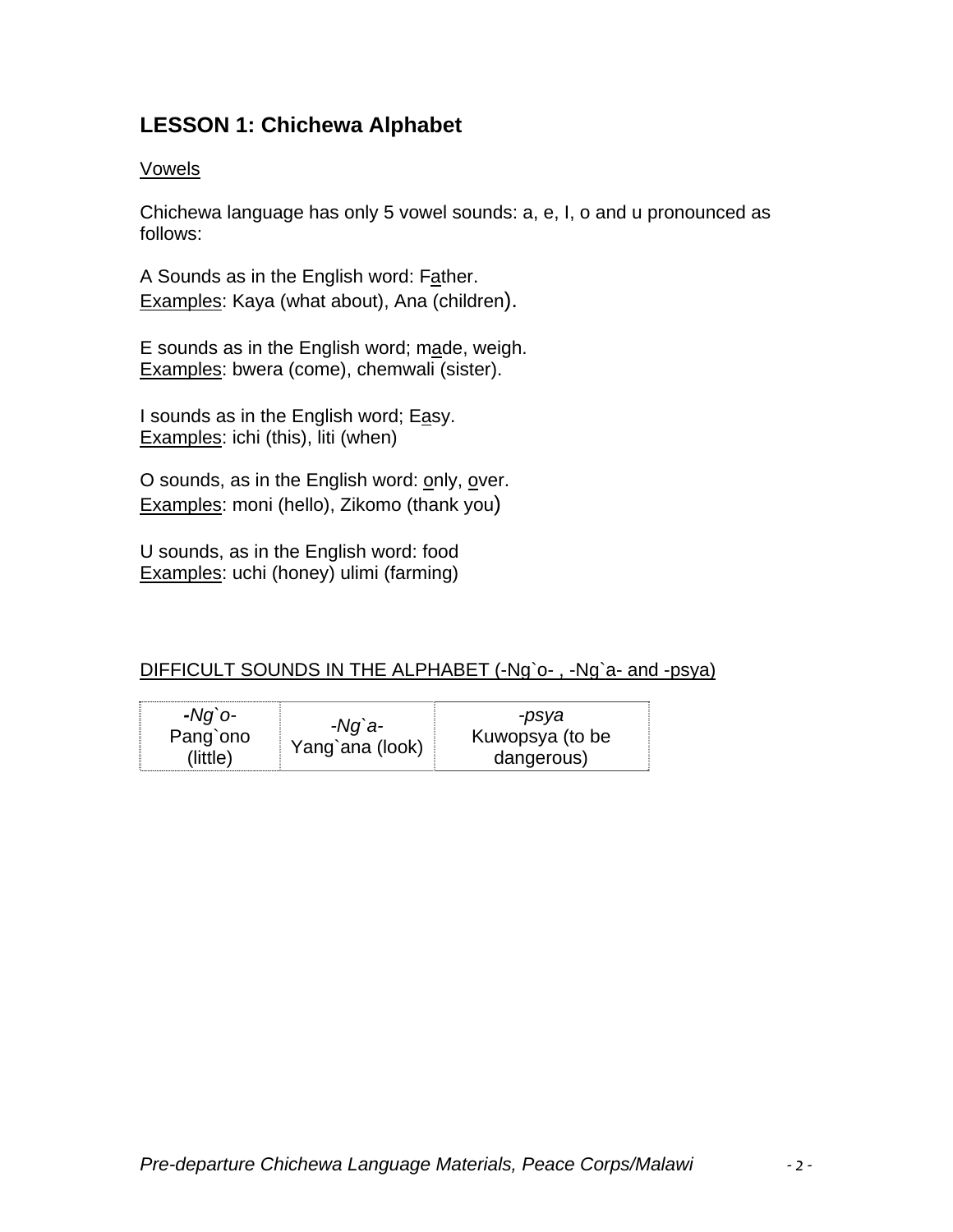## LESSON 1: Chichewa Alphabet

Vowels

Chichewa language has only 5 vowel sounds: a, e, I, o and u pronounced as follows:

A Sounds as in the English word: F<u>a</u>ther.
<u>Examples</u>: Kaya (what about), Ana (children).

E sounds as in the English word; m<u>a</u>de, weigh.
<u>Examples</u>: bwera (come), chemwali (sister).

I sounds as in the English word; E<u>a</u>sy.
<u>Examples</u>: ichi (this), liti (when)

O sounds, as in the English word: <u>o</u>nly, <u>o</u>ver.
<u>Examples</u>: moni (hello), Zikomo (thank you)

U sounds, as in the English word: food
<u>Examples</u>: uchi (honey) ulimi (farming)

<u>DIFFICULT SOUNDS IN THE ALPHABET (-Ng`o- , -Ng`a- and -psya)</u>

| *-Ng`o-* Pang`ono (little) | *-Ng`a-* Yang`ana (look) | *-psya* Kuwopsya (to be dangerous) |
|---|---|---|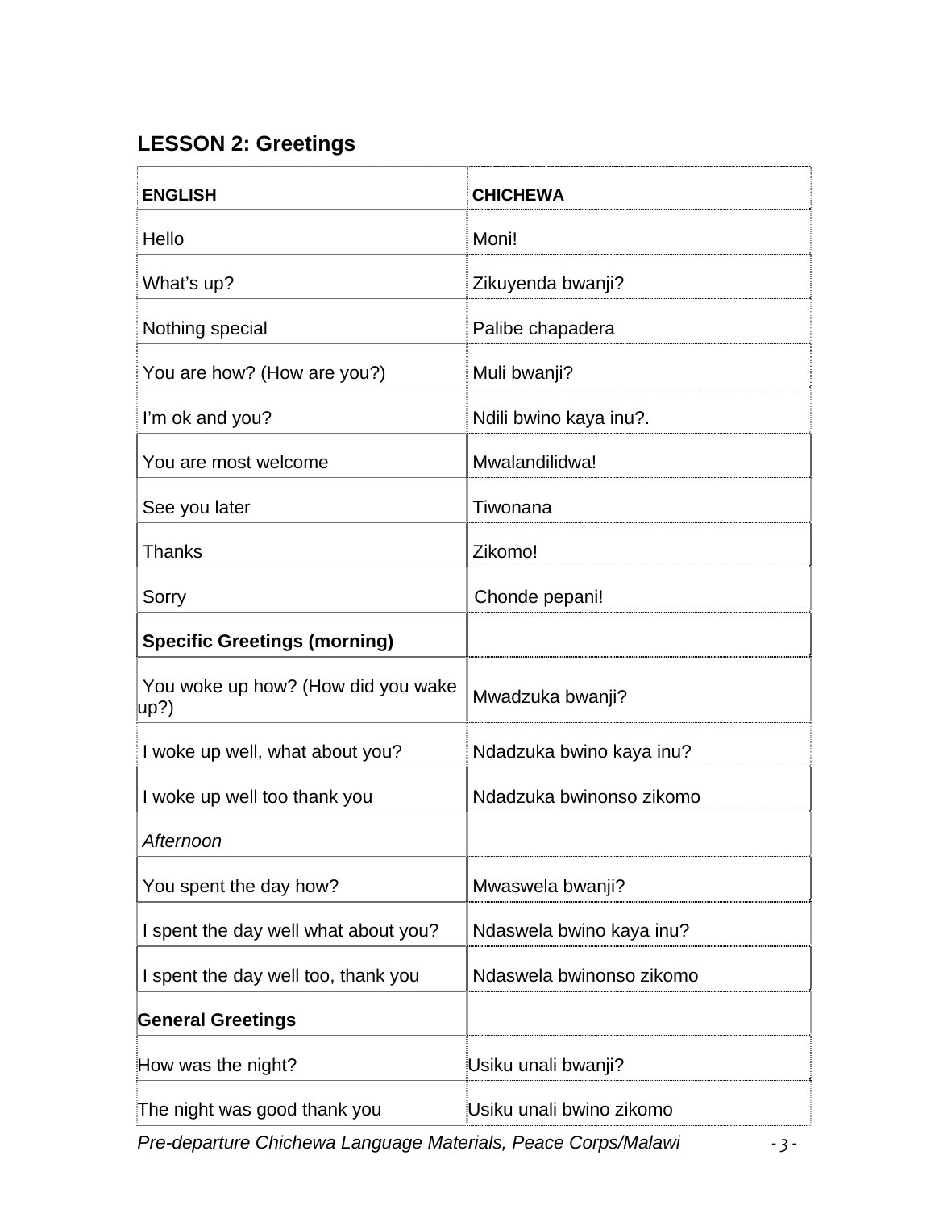## LESSON 2: Greetings

| ENGLISH | CHICHEWA |
|---|---|
| Hello | Moni! |
| What's up? | Zikuyenda bwanji? |
| Nothing special | Palibe chapadera |
| You are how? (How are you?) | Muli bwanji? |
| I'm ok and you? | Ndili bwino kaya inu?. |
| You are most welcome | Mwalandilidwa! |
| See you later | Tiwonana |
| Thanks | Zikomo! |
| Sorry | Chonde pepani! |
| **Specific Greetings (morning)** | |
| You woke up how? (How did you wake up?) | Mwadzuka bwanji? |
| I woke up well, what about you? | Ndadzuka bwino kaya inu? |
| I woke up well too thank you | Ndadzuka bwinonso zikomo |
| *Afternoon* | |
| You spent the day how? | Mwaswela bwanji? |
| I spent the day well what about you? | Ndaswela bwino kaya inu? |
| I spent the day well too, thank you | Ndaswela bwinonso zikomo |
| **General Greetings** | |
| How was the night? | Usiku unali bwanji? |
| The night was good thank you | Usiku unali bwino zikomo |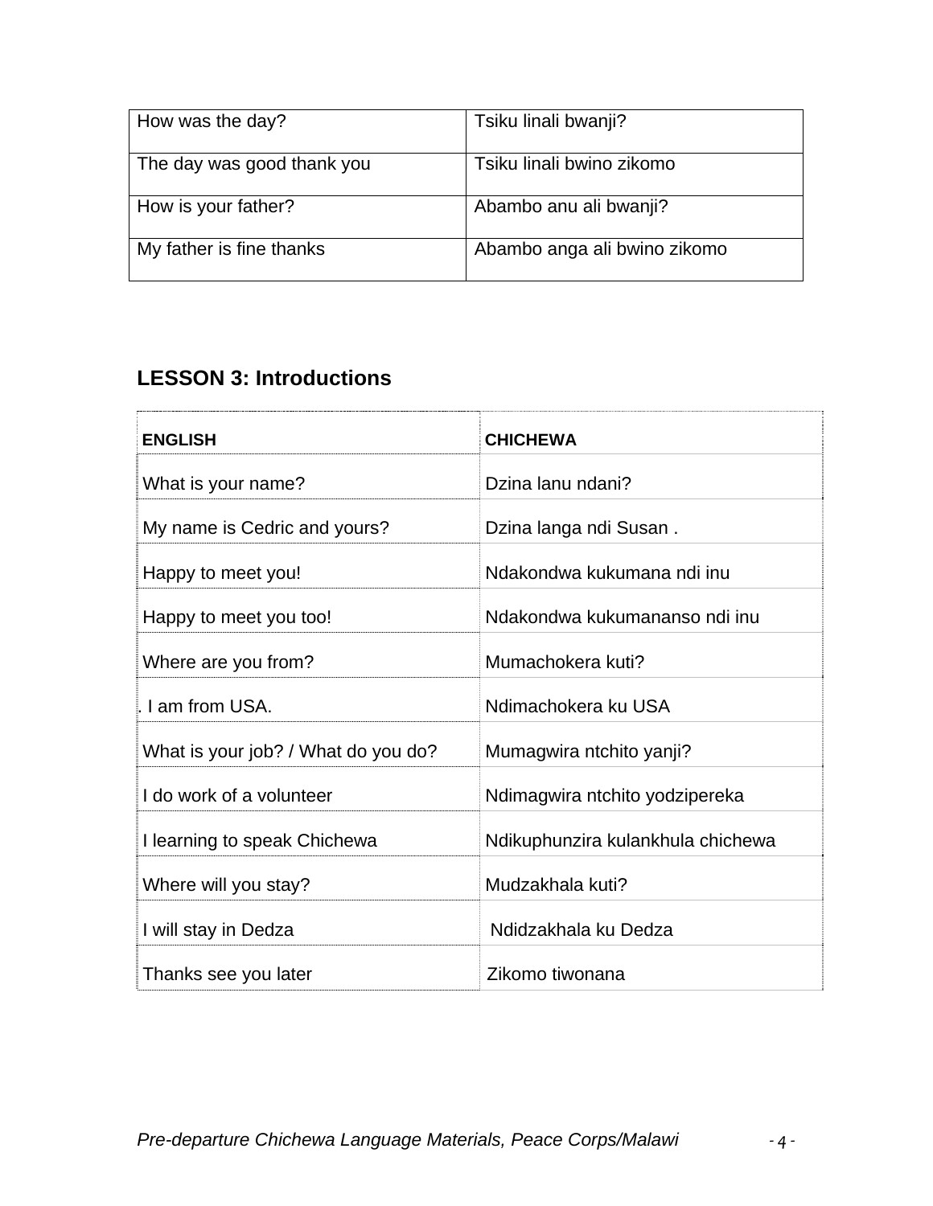| How was the day? | Tsiku linali bwanji? |
|---|---|
| The day was good thank you | Tsiku linali bwino zikomo |
| How is your father? | Abambo anu ali bwanji? |
| My father is fine thanks | Abambo anga ali bwino zikomo |

## LESSON 3: Introductions

| ENGLISH | CHICHEWA |
|---|---|
| What is your name? | Dzina lanu ndani? |
| My name is Cedric and yours? | Dzina langa ndi Susan . |
| Happy to meet you! | Ndakondwa kukumana ndi inu |
| Happy to meet you too! | Ndakondwa kukumananso ndi inu |
| Where are you from? | Mumachokera kuti? |
| . I am from USA. | Ndimachokera ku USA |
| What is your job? / What do you do? | Mumagwira ntchito yanji? |
| I do work of a volunteer | Ndimagwira ntchito yodzipereka |
| I learning to speak Chichewa | Ndikuphunzira kulankhula chichewa |
| Where will you stay? | Mudzakhala kuti? |
| I will stay in Dedza | Ndidzakhala ku Dedza |
| Thanks see you later | Zikomo tiwonana |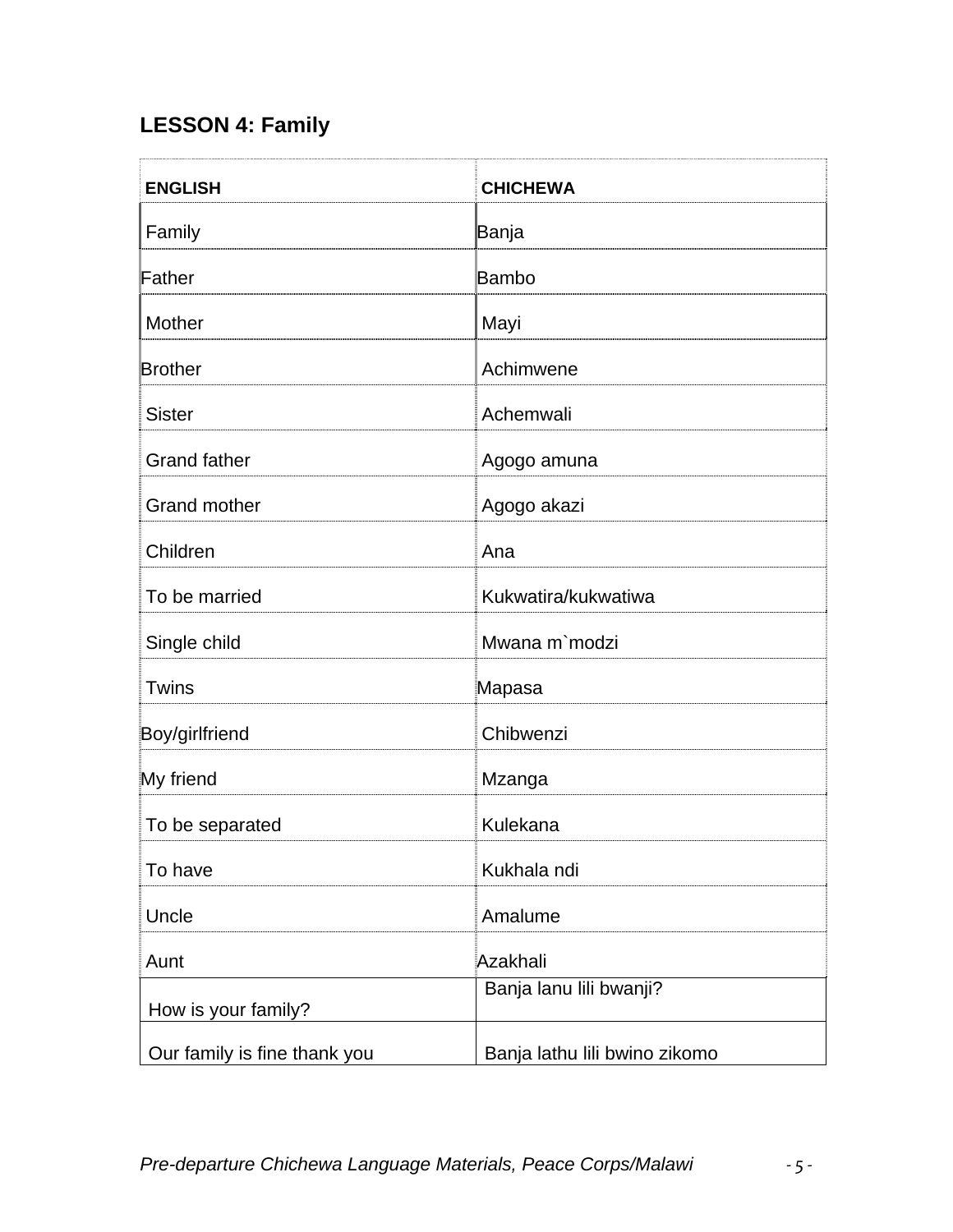## LESSON 4: Family

| ENGLISH | CHICHEWA |
|---|---|
| Family | Banja |
| Father | Bambo |
| Mother | Mayi |
| Brother | Achimwene |
| Sister | Achemwali |
| Grand father | Agogo amuna |
| Grand mother | Agogo akazi |
| Children | Ana |
| To be married | Kukwatira/kukwatiwa |
| Single child | Mwana m`modzi |
| Twins | Mapasa |
| Boy/girlfriend | Chibwenzi |
| My friend | Mzanga |
| To be separated | Kulekana |
| To have | Kukhala ndi |
| Uncle | Amalume |
| Aunt | Azakhali |
| How is your family? | Banja lanu lili bwanji? |
| Our family is fine thank you | Banja lathu lili bwino zikomo |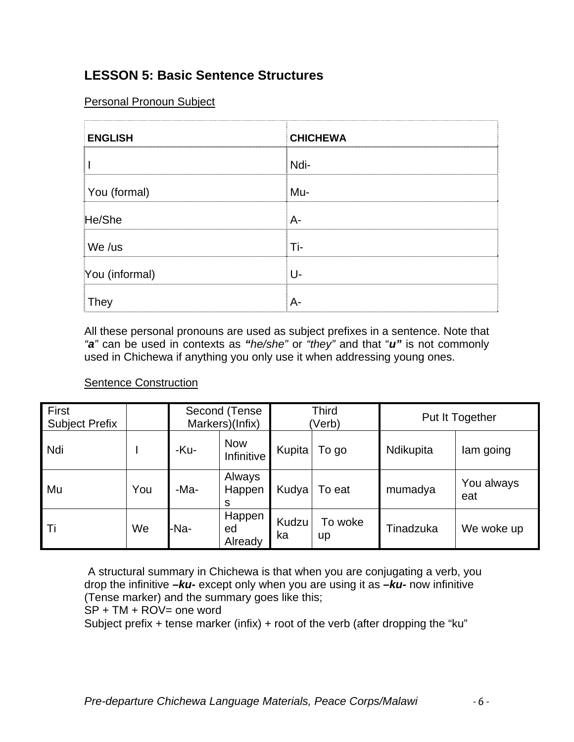## LESSON 5: Basic Sentence Structures

Personal Pronoun Subject

| ENGLISH | CHICHEWA |
|---|---|
| I | Ndi- |
| You (formal) | Mu- |
| He/She | A- |
| We /us | Ti- |
| You (informal) | U- |
| They | A- |

All these personal pronouns are used as subject prefixes in a sentence. Note that *"**a**"* can be used in contexts as ***"****he/she"* or *"they"* and that "***u"*** is not commonly used in Chichewa if anything you only use it when addressing young ones.

Sentence Construction

| First Subject Prefix | | Second (Tense Markers)(Infix) | | Third (Verb) | | Put It Together | |
|---|---|---|---|---|---|---|---|
| Ndi | I | -Ku- | Now Infinitive | Kupita | To go | Ndikupita | Iam going |
| Mu | You | -Ma- | Always Happens | Kudya | To eat | mumadya | You always eat |
| Ti | We | -Na- | Happened Already | Kudzuka | To woke up | Tinadzuka | We woke up |

A structural summary in Chichewa is that when you are conjugating a verb, you drop the infinitive ***–ku-*** except only when you are using it as ***–ku-*** now infinitive (Tense marker) and the summary goes like this;
SP + TM + ROV= one word
Subject prefix + tense marker (infix) + root of the verb (after dropping the "ku"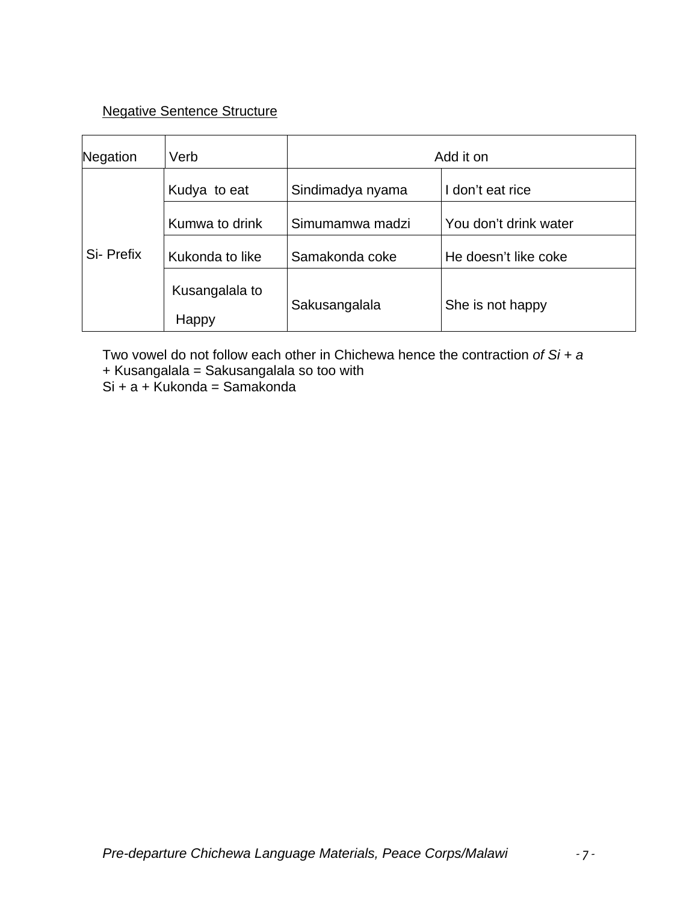Negative Sentence Structure

| Negation | Verb | Add it on | |
|---|---|---|---|
| Si- Prefix | Kudya to eat | Sindimadya nyama | I don't eat rice |
| | Kumwa to drink | Simumamwa madzi | You don't drink water |
| | Kukonda to like | Samakonda coke | He doesn't like coke |
| | Kusangalala to Happy | Sakusangalala | She is not happy |

Two vowel do not follow each other in Chichewa hence the contraction *of Si + a* + Kusangalala = Sakusangalala so too with
Si + a + Kukonda = Samakonda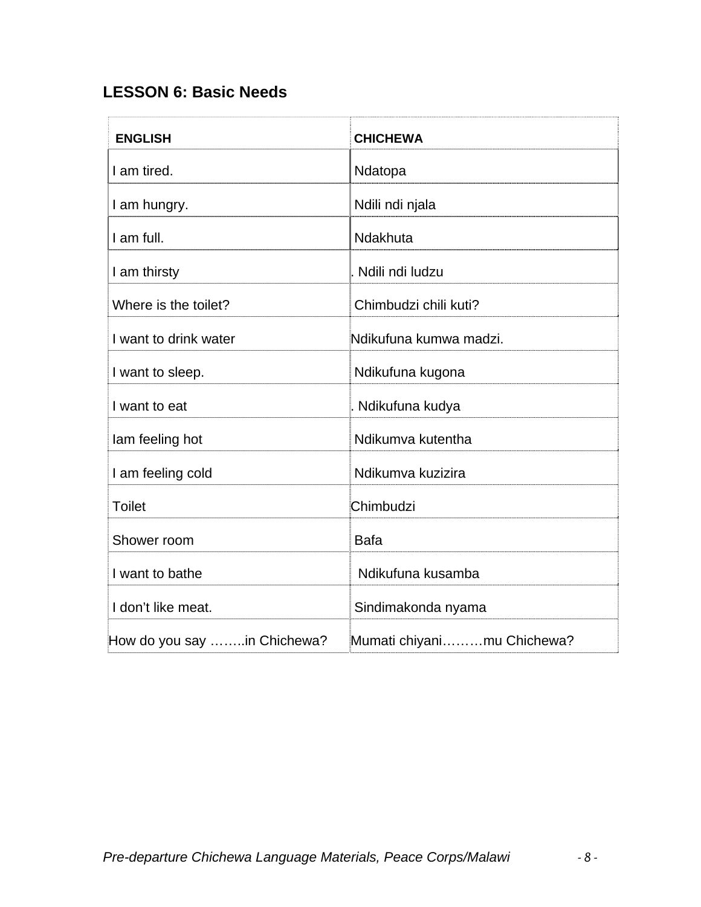## LESSON 6: Basic Needs

| ENGLISH | CHICHEWA |
|---|---|
| I am tired. | Ndatopa |
| I am hungry. | Ndili ndi njala |
| I am full. | Ndakhuta |
| I am thirsty | . Ndili ndi ludzu |
| Where is the toilet? | Chimbudzi chili kuti? |
| I want to drink water | Ndikufuna kumwa madzi. |
| I want to sleep. | Ndikufuna kugona |
| I want to eat | . Ndikufuna kudya |
| Iam feeling hot | Ndikumva kutentha |
| I am feeling cold | Ndikumva kuzizira |
| Toilet | Chimbudzi |
| Shower room | Bafa |
| I want to bathe | Ndikufuna kusamba |
| I don't like meat. | Sindimakonda nyama |
| How do you say ……..in Chichewa? | Mumati chiyani………mu Chichewa? |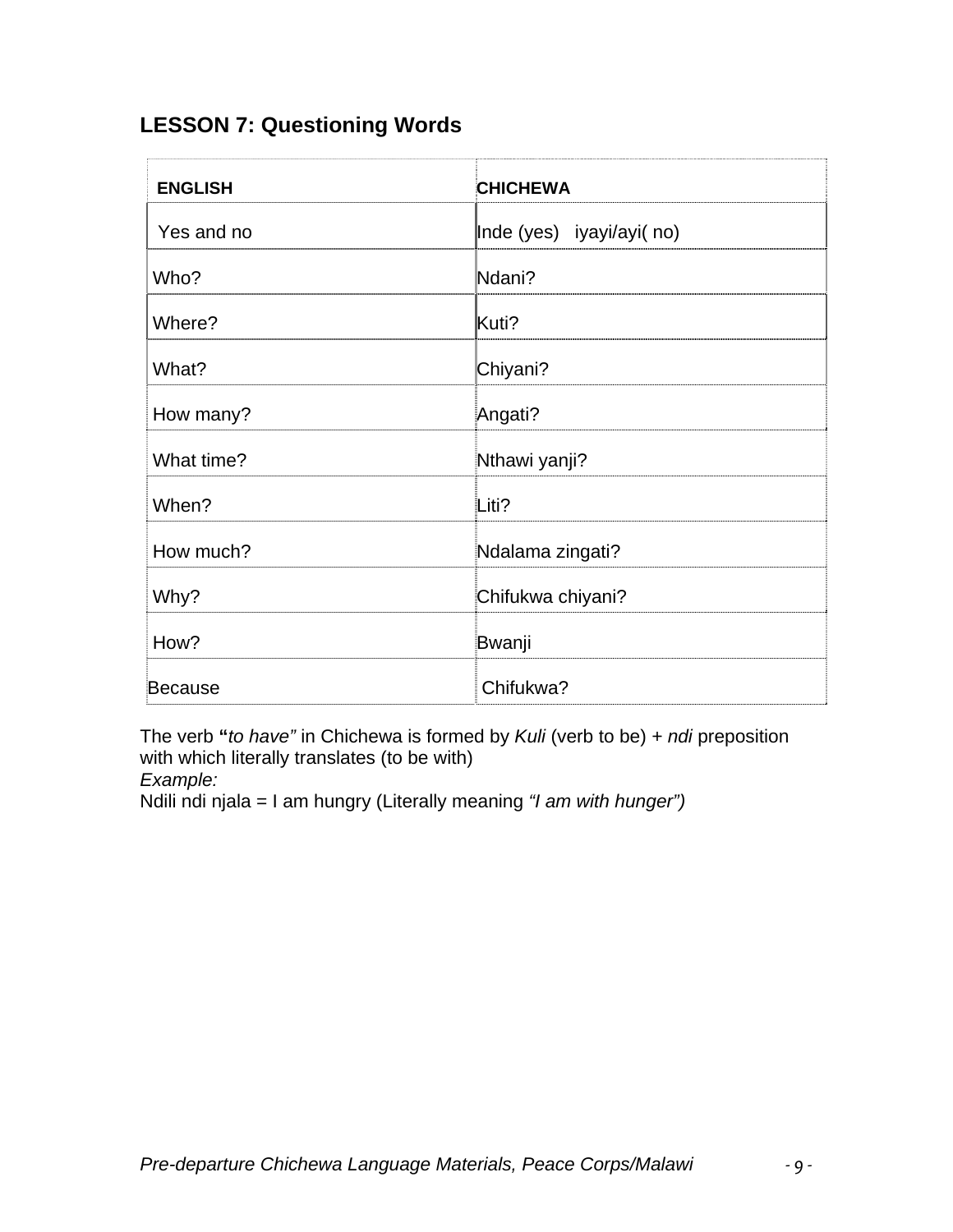## LESSON 7: Questioning Words

| ENGLISH | CHICHEWA |
|---|---|
| Yes and no | Inde (yes)   iyayi/ayi( no) |
| Who? | Ndani? |
| Where? | Kuti? |
| What? | Chiyani? |
| How many? | Angati? |
| What time? | Nthawi yanji? |
| When? | Liti? |
| How much? | Ndalama zingati? |
| Why? | Chifukwa chiyani? |
| How? | Bwanji |
| Because | Chifukwa? |

The verb **"***to have"* in Chichewa is formed by *Kuli* (verb to be) + *ndi* preposition with which literally translates (to be with)
*Example:*
Ndili ndi njala = I am hungry (Literally meaning *"I am with hunger")*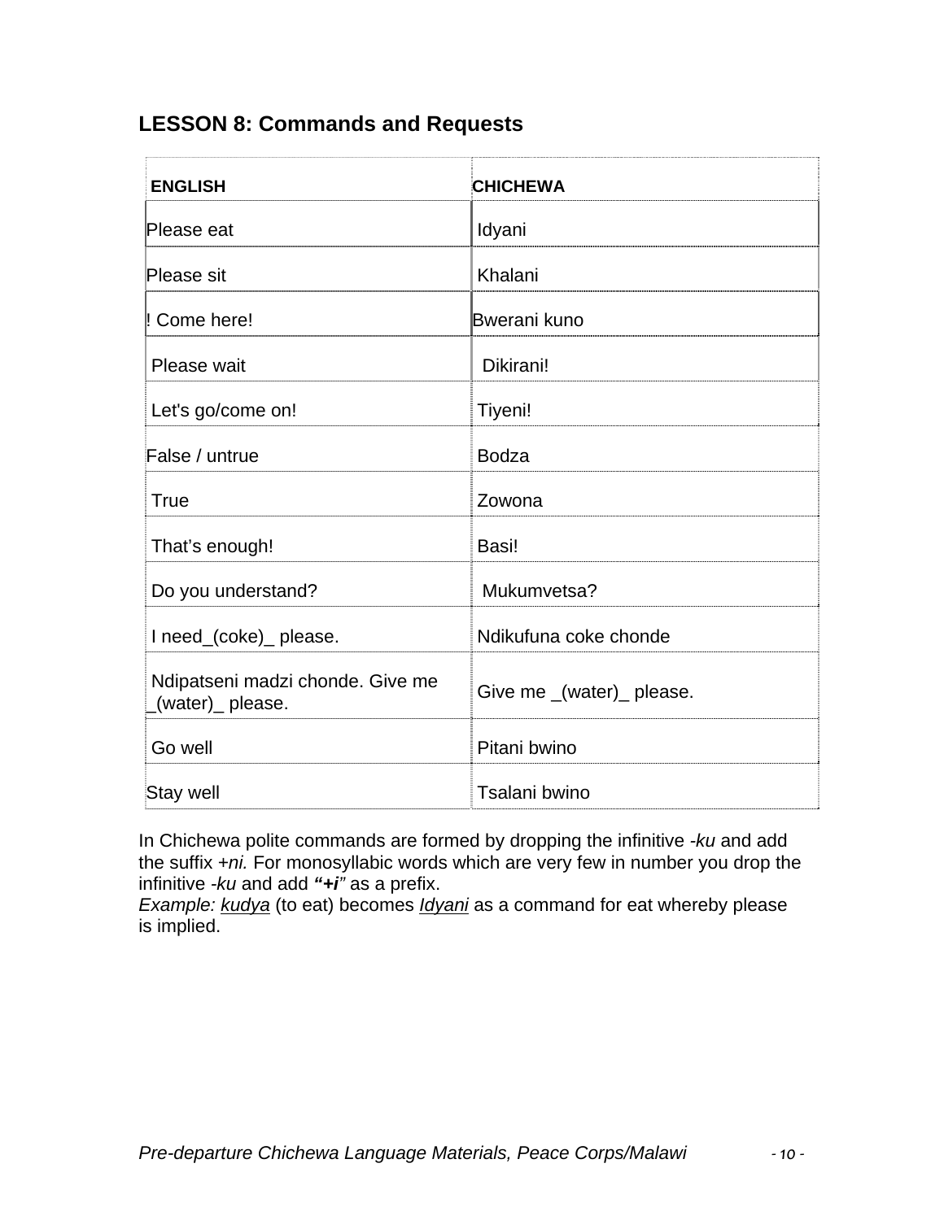## LESSON 8: Commands and Requests

| ENGLISH | CHICHEWA |
|---|---|
| Please eat | Idyani |
| Please sit | Khalani |
| ! Come here! | Bwerani kuno |
| Please wait | Dikirani! |
| Let's go/come on! | Tiyeni! |
| False / untrue | Bodza |
| True | Zowona |
| That's enough! | Basi! |
| Do you understand? | Mukumvetsa? |
| I need_(coke)_ please. | Ndikufuna coke chonde |
| Ndipatseni madzi chonde. Give me _(water)_ please. | Give me _(water)_ please. |
| Go well | Pitani bwino |
| Stay well | Tsalani bwino |

In Chichewa polite commands are formed by dropping the infinitive *-ku* and add the suffix *+ni.* For monosyllabic words which are very few in number you drop the infinitive *-ku* and add ***"+i"*** as a prefix.
*Example:* kudya (to eat) becomes *Idyani* as a command for eat whereby please is implied.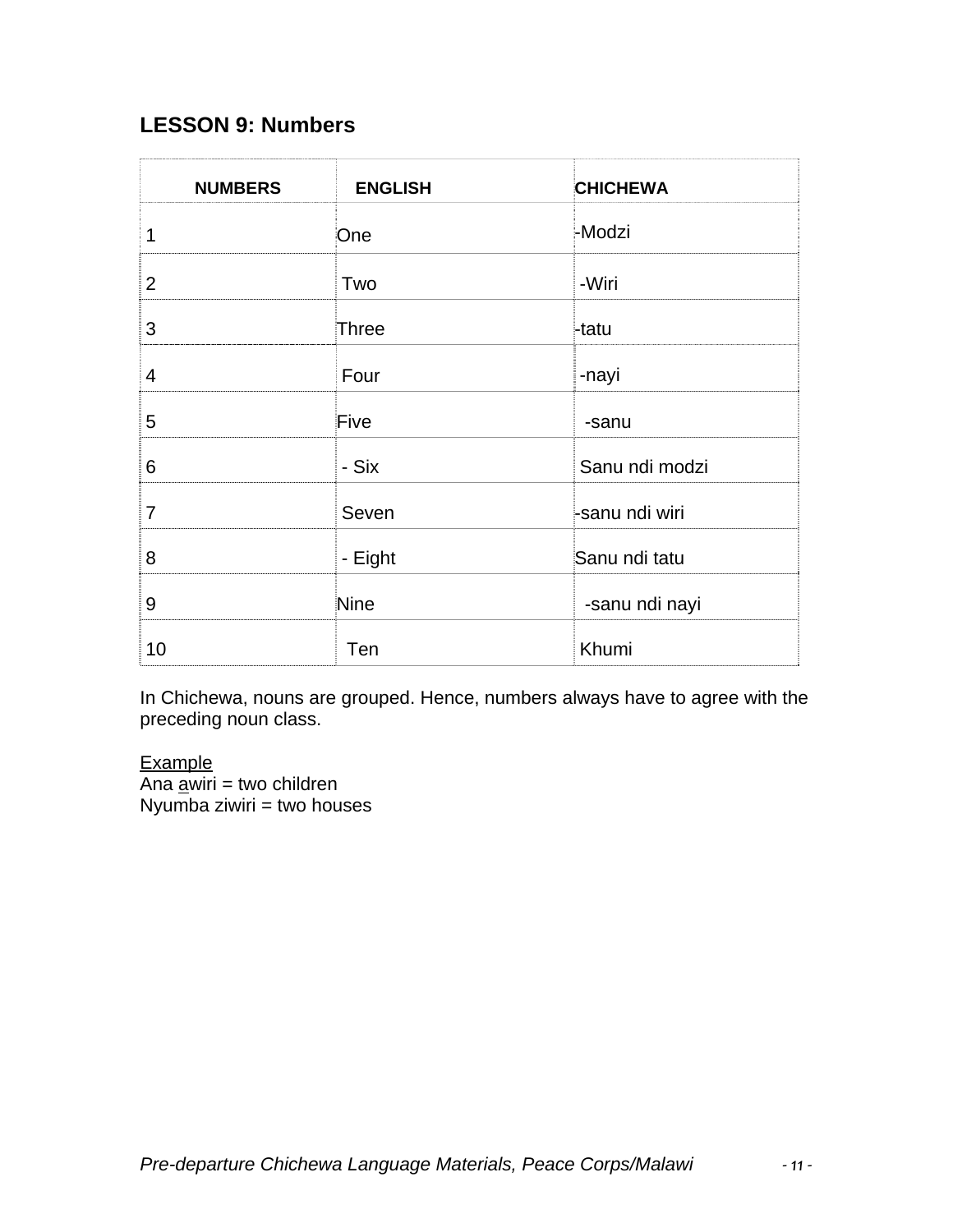## LESSON 9: Numbers

| NUMBERS | ENGLISH | CHICHEWA |
|---|---|---|
| 1 | One | -Modzi |
| 2 | Two | -Wiri |
| 3 | Three | -tatu |
| 4 | Four | -nayi |
| 5 | Five | -sanu |
| 6 | - Six | Sanu ndi modzi |
| 7 | Seven | -sanu ndi wiri |
| 8 | - Eight | Sanu ndi tatu |
| 9 | Nine | -sanu ndi nayi |
| 10 | Ten | Khumi |

In Chichewa, nouns are grouped. Hence, numbers always have to agree with the preceding noun class.

<u>Example</u>
Ana <u>a</u>wiri = two children
Nyumba ziwiri = two houses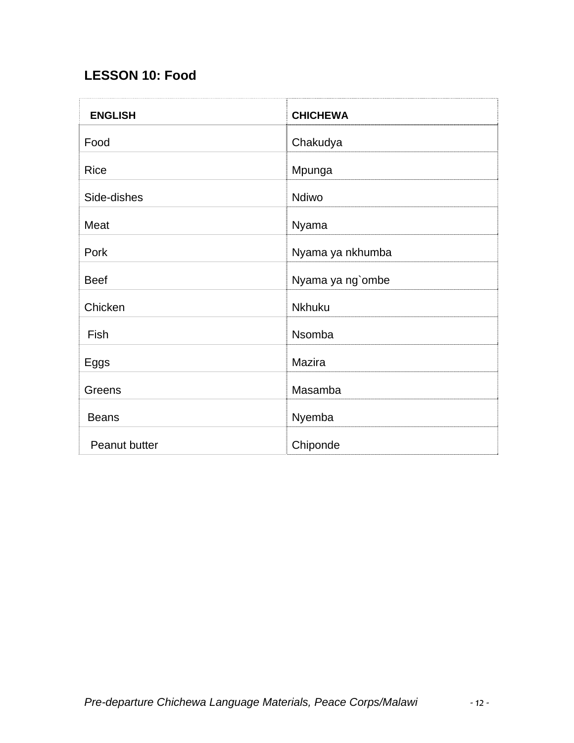## LESSON 10: Food

| ENGLISH | CHICHEWA |
|---|---|
| Food | Chakudya |
| Rice | Mpunga |
| Side-dishes | Ndiwo |
| Meat | Nyama |
| Pork | Nyama ya nkhumba |
| Beef | Nyama ya ng`ombe |
| Chicken | Nkhuku |
| Fish | Nsomba |
| Eggs | Mazira |
| Greens | Masamba |
| Beans | Nyemba |
| Peanut butter | Chiponde |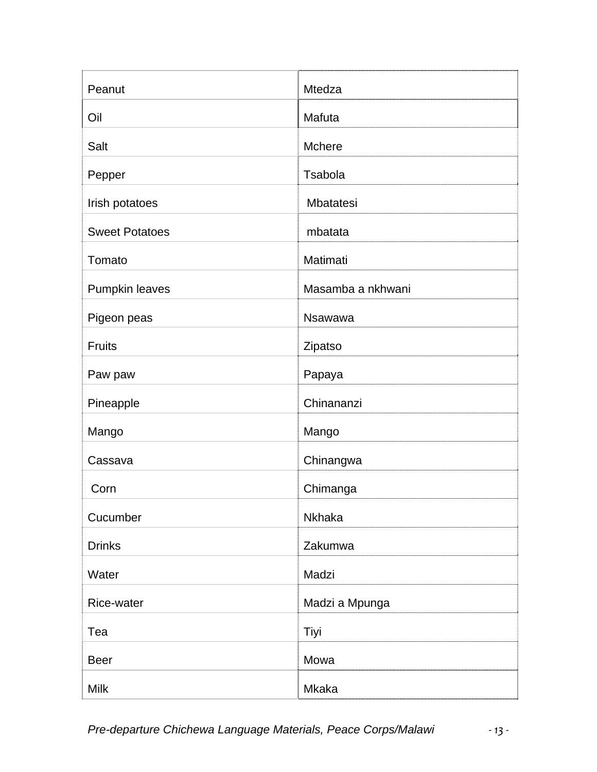| Peanut | Mtedza |
|---|---|
| Oil | Mafuta |
| Salt | Mchere |
| Pepper | Tsabola |
| Irish potatoes | Mbatatesi |
| Sweet Potatoes | mbatata |
| Tomato | Matimati |
| Pumpkin leaves | Masamba a nkhwani |
| Pigeon peas | Nsawawa |
| Fruits | Zipatso |
| Paw paw | Papaya |
| Pineapple | Chinananzi |
| Mango | Mango |
| Cassava | Chinangwa |
| Corn | Chimanga |
| Cucumber | Nkhaka |
| Drinks | Zakumwa |
| Water | Madzi |
| Rice-water | Madzi a Mpunga |
| Tea | Tiyi |
| Beer | Mowa |
| Milk | Mkaka |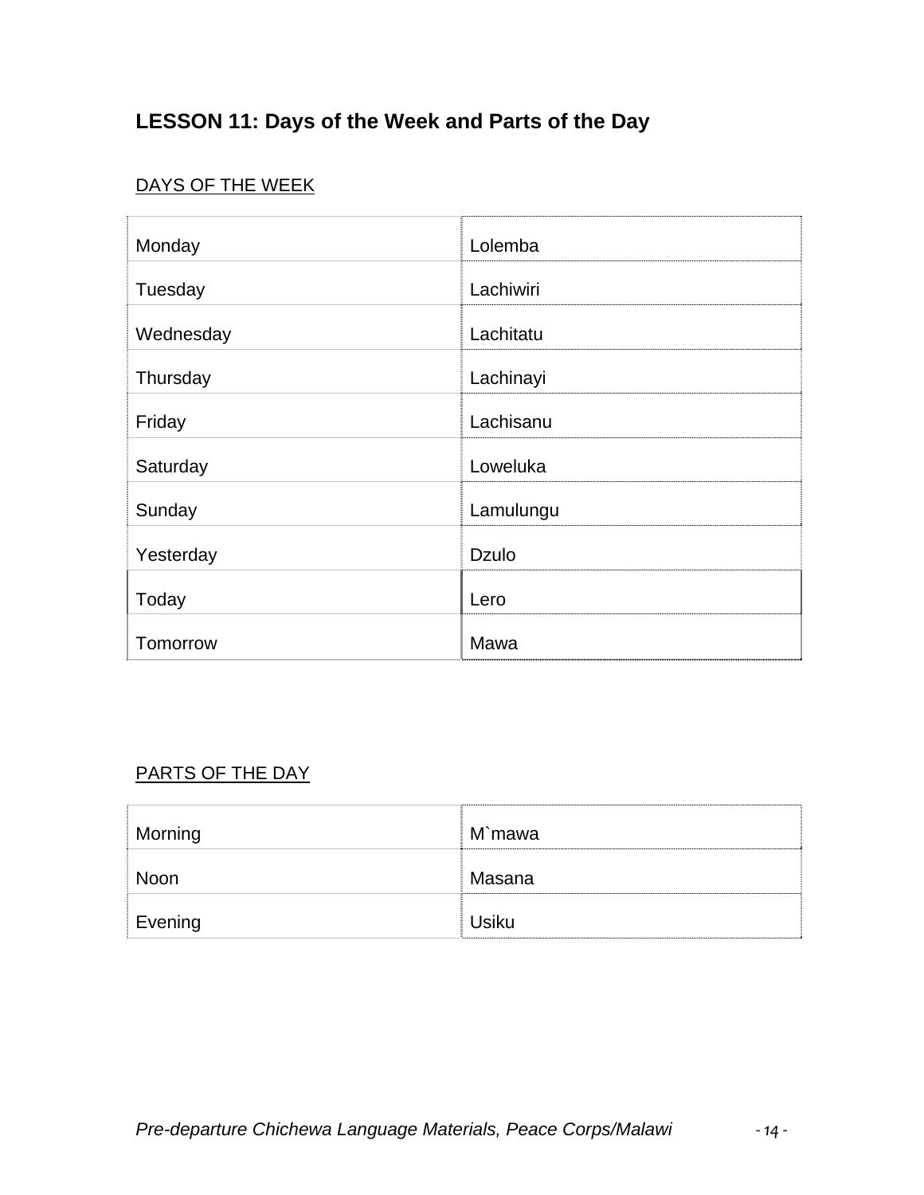## LESSON 11: Days of the Week and Parts of the Day

DAYS OF THE WEEK

| | |
|---|---|
| Monday | Lolemba |
| Tuesday | Lachiwiri |
| Wednesday | Lachitatu |
| Thursday | Lachinayi |
| Friday | Lachisanu |
| Saturday | Loweluka |
| Sunday | Lamulungu |
| Yesterday | Dzulo |
| Today | Lero |
| Tomorrow | Mawa |

PARTS OF THE DAY

| | |
|---|---|
| Morning | M`mawa |
| Noon | Masana |
| Evening | Usiku |

*Pre-departure Chichewa Language Materials, Peace Corps/Malawi*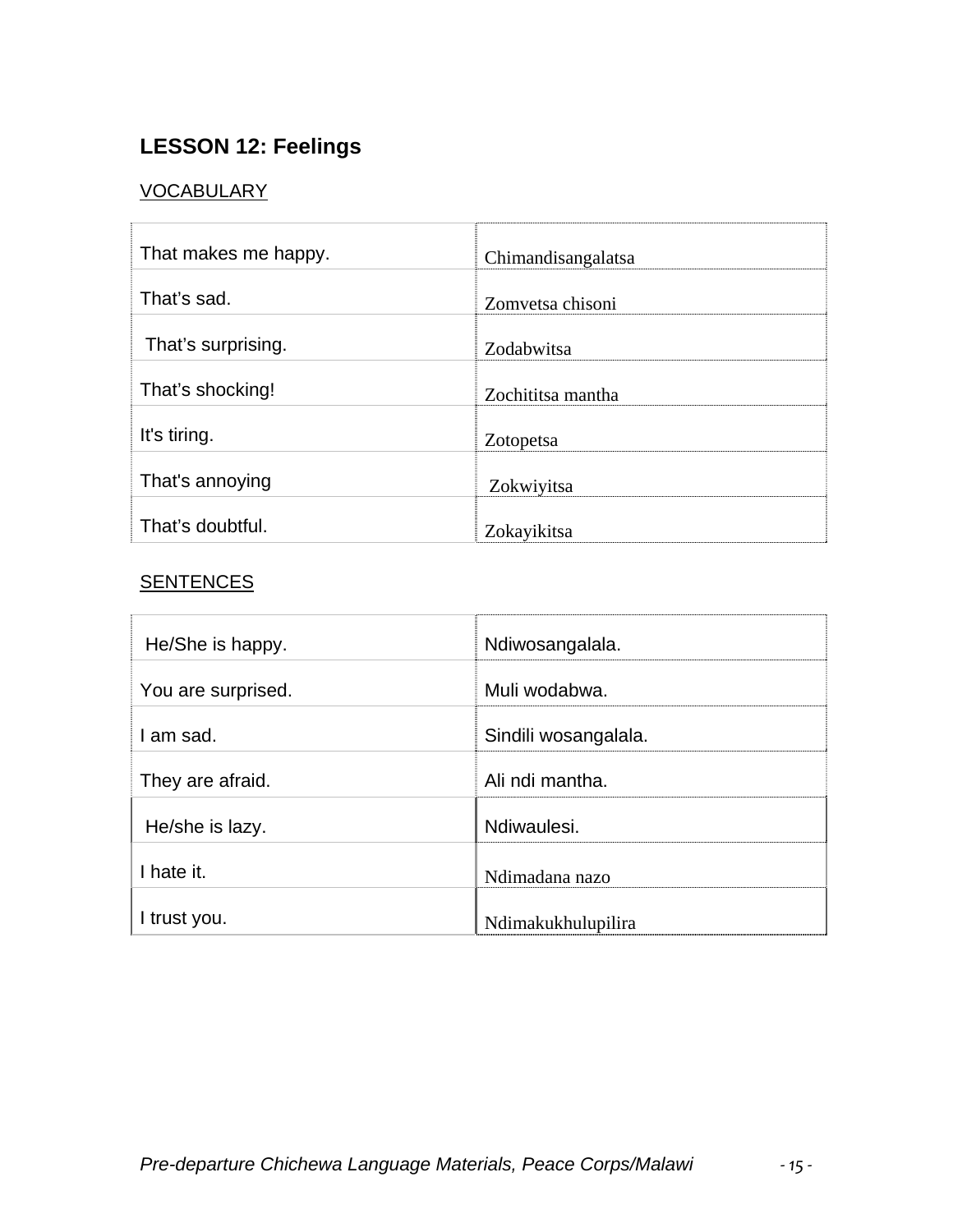## LESSON 12: Feelings

VOCABULARY

| | |
|---|---|
| That makes me happy. | Chimandisangalatsa |
| That's sad. | Zomvetsa chisoni |
| That's surprising. | Zodabwitsa |
| That's shocking! | Zochititsa mantha |
| It's tiring. | Zotopetsa |
| That's annoying | Zokwiyitsa |
| That's doubtful. | Zokayikitsa |

SENTENCES

| | |
|---|---|
| He/She is happy. | Ndiwosangalala. |
| You are surprised. | Muli wodabwa. |
| I am sad. | Sindili wosangalala. |
| They are afraid. | Ali ndi mantha. |
| He/she is lazy. | Ndiwaulesi. |
| I hate it. | Ndimadana nazo |
| I trust you. | Ndimakukhulupilira |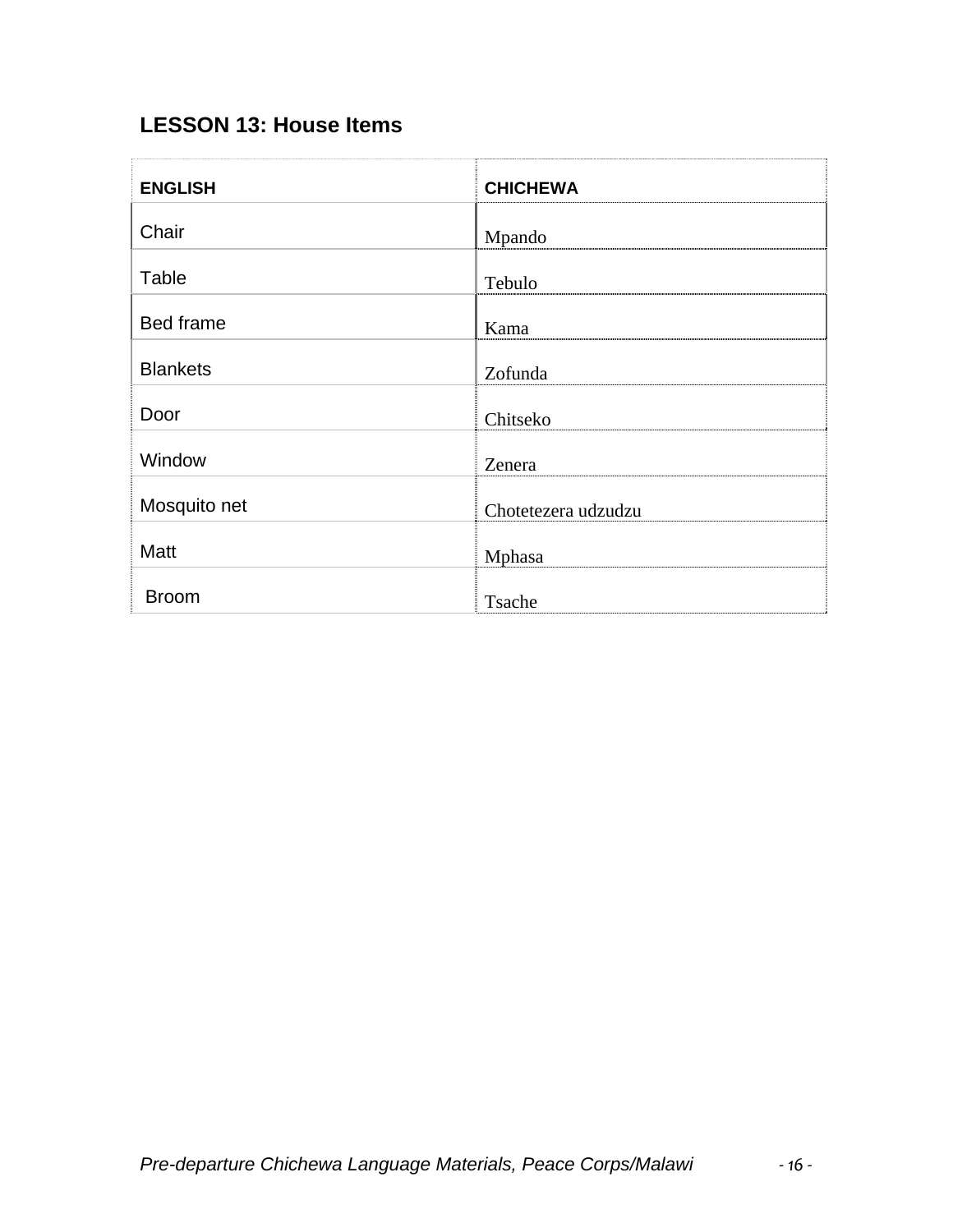## LESSON 13: House Items

| ENGLISH | CHICHEWA |
|---|---|
| Chair | Mpando |
| Table | Tebulo |
| Bed frame | Kama |
| Blankets | Zofunda |
| Door | Chitseko |
| Window | Zenera |
| Mosquito net | Chotetezera udzudzu |
| Matt | Mphasa |
| Broom | Tsache |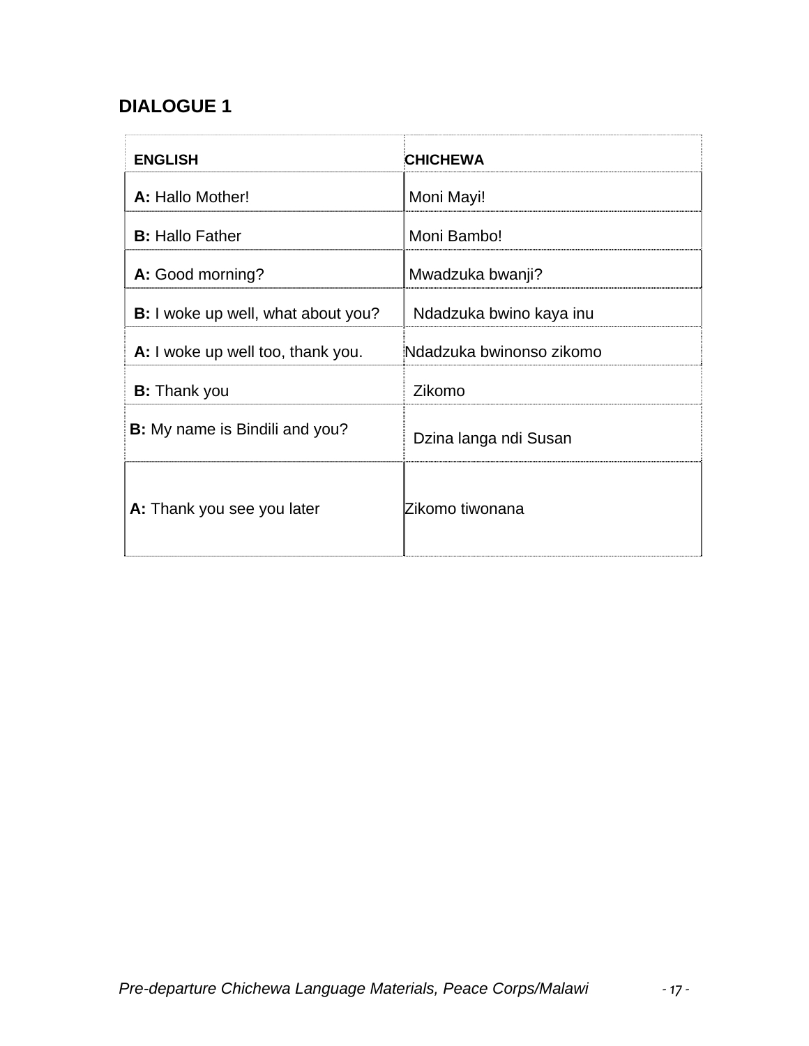## DIALOGUE 1

| ENGLISH | CHICHEWA |
|---|---|
| **A:** Hallo Mother! | Moni Mayi! |
| **B:** Hallo Father | Moni Bambo! |
| **A:** Good morning? | Mwadzuka bwanji? |
| **B:** I woke up well, what about you? | Ndadzuka bwino kaya inu |
| **A:** I woke up well too, thank you. | Ndadzuka bwinonso zikomo |
| **B:** Thank you | Zikomo |
| **B:** My name is Bindili and you? | Dzina langa ndi Susan |
| **A:** Thank you see you later | Zikomo tiwonana |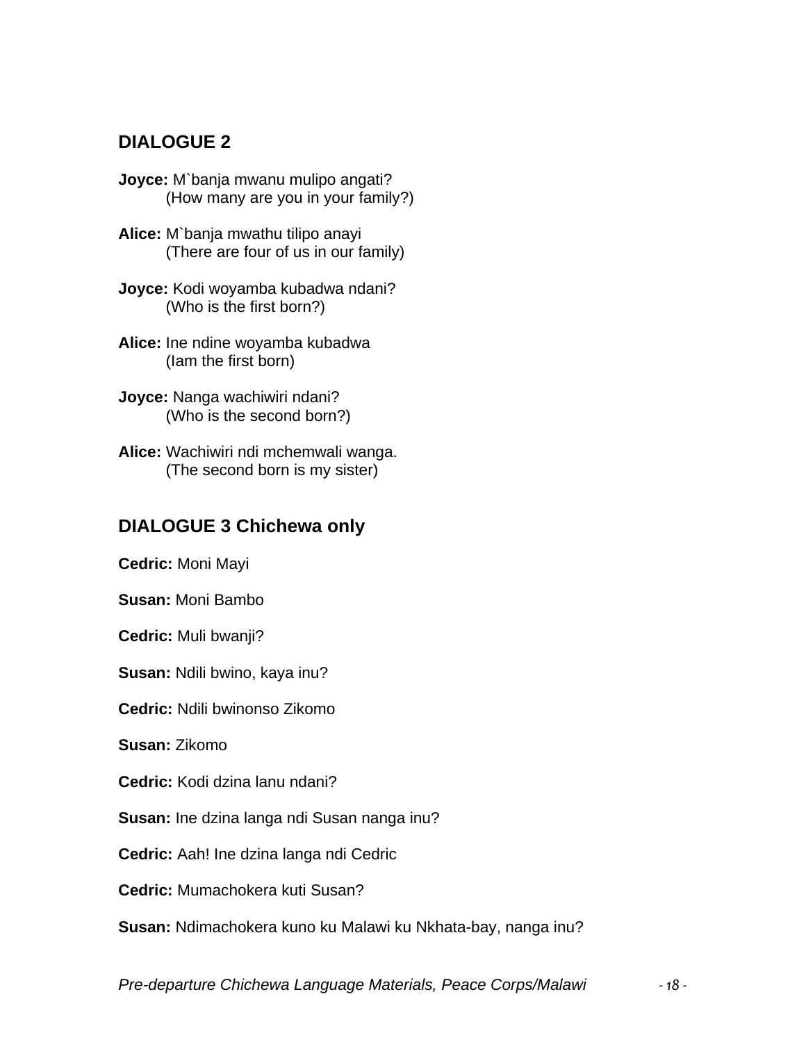## DIALOGUE 2

**Joyce:** M`banja mwanu mulipo angati?
(How many are you in your family?)

**Alice:** M`banja mwathu tilipo anayi
(There are four of us in our family)

**Joyce:** Kodi woyamba kubadwa ndani?
(Who is the first born?)

**Alice:** Ine ndine woyamba kubadwa
(Iam the first born)

**Joyce:** Nanga wachiwiri ndani?
(Who is the second born?)

**Alice:** Wachiwiri ndi mchemwali wanga.
(The second born is my sister)

## DIALOGUE 3 Chichewa only

**Cedric:** Moni Mayi

**Susan:** Moni Bambo

**Cedric:** Muli bwanji?

**Susan:** Ndili bwino, kaya inu?

**Cedric:** Ndili bwinonso Zikomo

**Susan:** Zikomo

**Cedric:** Kodi dzina lanu ndani?

**Susan:** Ine dzina langa ndi Susan nanga inu?

**Cedric:** Aah! Ine dzina langa ndi Cedric

**Cedric:** Mumachokera kuti Susan?

**Susan:** Ndimachokera kuno ku Malawi ku Nkhata-bay, nanga inu?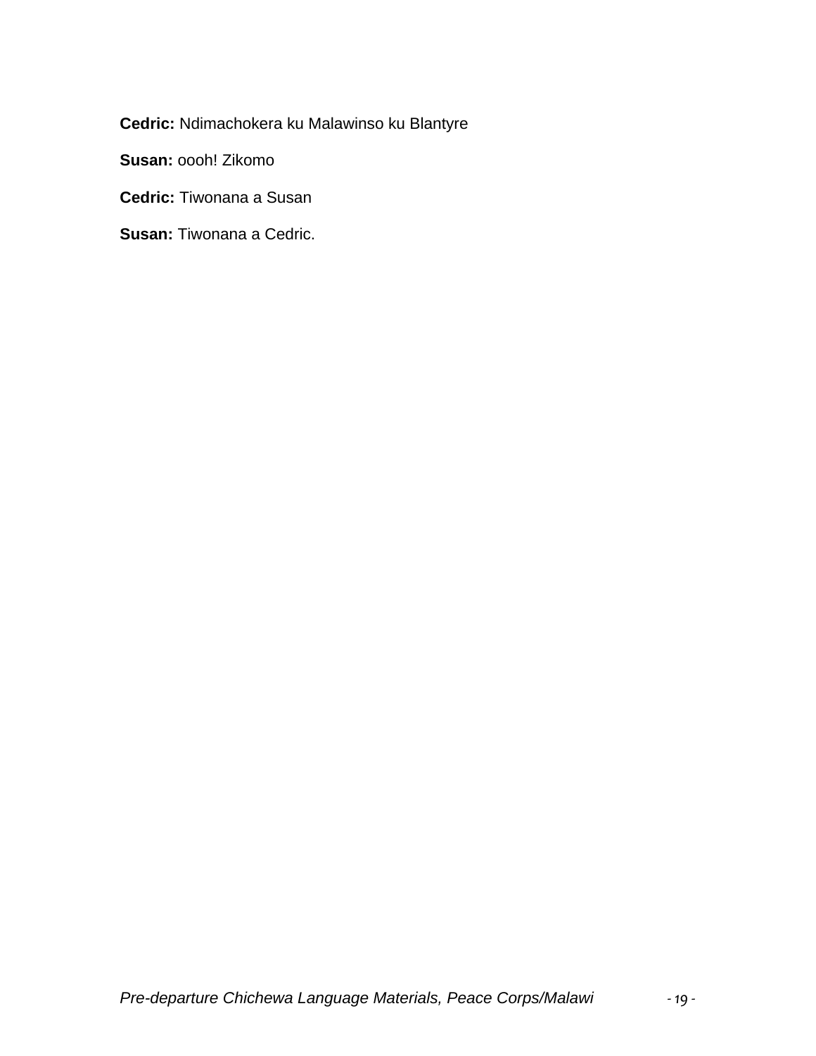**Cedric:** Ndimachokera ku Malawinso ku Blantyre

**Susan:** oooh! Zikomo

**Cedric:** Tiwonana a Susan

**Susan:** Tiwonana a Cedric.